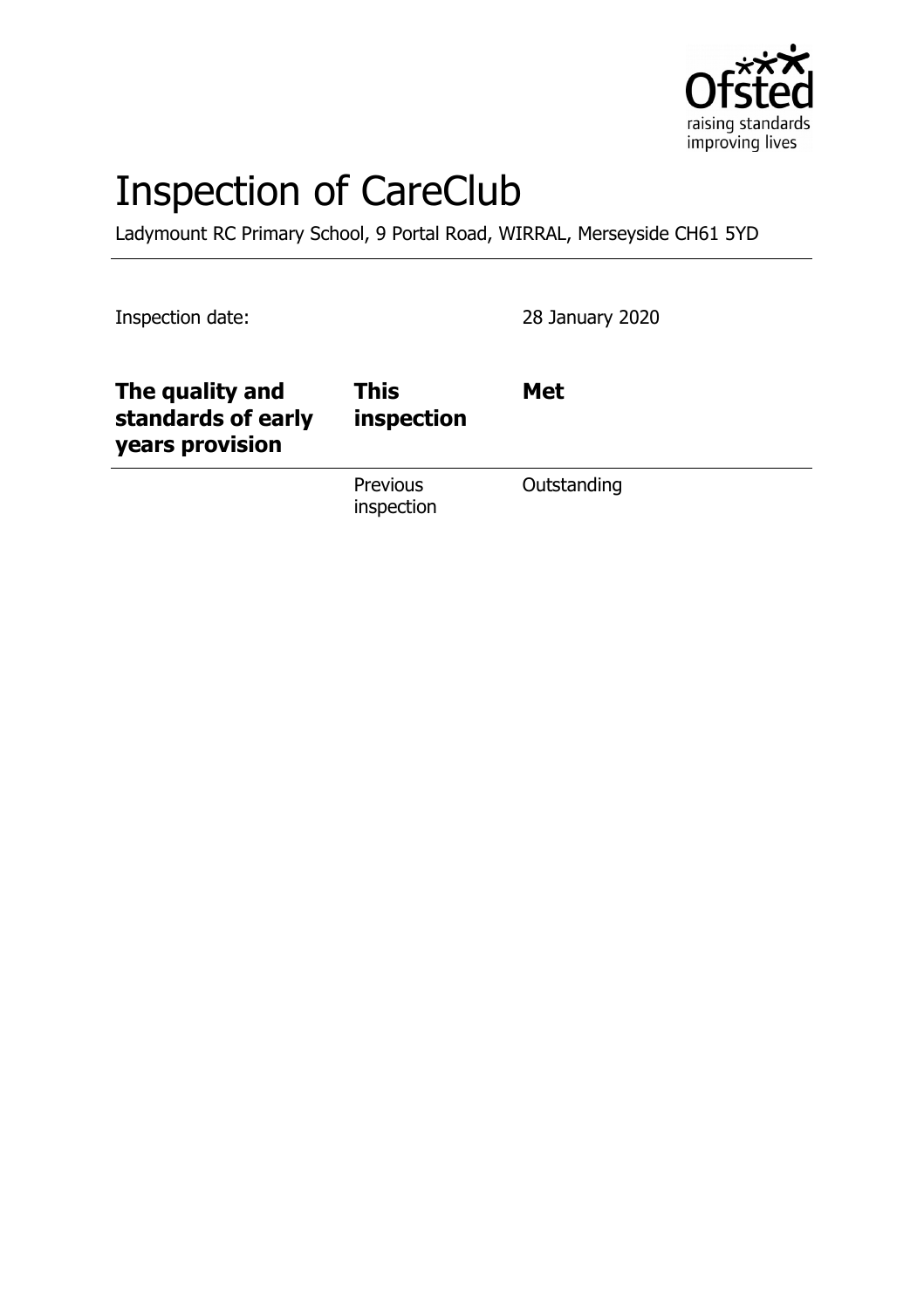# Inspection of CareClub

Ladymount RC Primary School, 9 Portal Road, WIRRAL, Merseyside CH61 5YD

Inspection date: 28 January 2020

| **The quality and standards of early years provision** | **This inspection** | **Met** |
|---|---|---|
| | Previous inspection | Outstanding |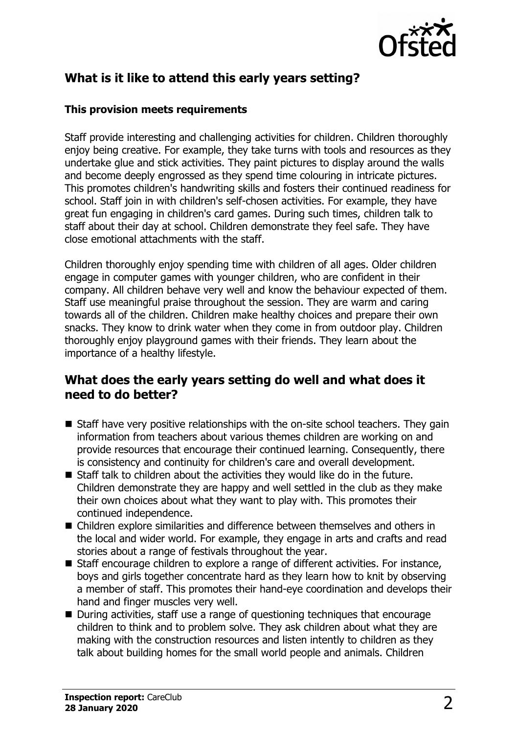## What is it like to attend this early years setting?

### This provision meets requirements

Staff provide interesting and challenging activities for children. Children thoroughly enjoy being creative. For example, they take turns with tools and resources as they undertake glue and stick activities. They paint pictures to display around the walls and become deeply engrossed as they spend time colouring in intricate pictures. This promotes children's handwriting skills and fosters their continued readiness for school. Staff join in with children's self-chosen activities. For example, they have great fun engaging in children's card games. During such times, children talk to staff about their day at school. Children demonstrate they feel safe. They have close emotional attachments with the staff.

Children thoroughly enjoy spending time with children of all ages. Older children engage in computer games with younger children, who are confident in their company. All children behave very well and know the behaviour expected of them. Staff use meaningful praise throughout the session. They are warm and caring towards all of the children. Children make healthy choices and prepare their own snacks. They know to drink water when they come in from outdoor play. Children thoroughly enjoy playground games with their friends. They learn about the importance of a healthy lifestyle.

## What does the early years setting do well and what does it need to do better?

- Staff have very positive relationships with the on-site school teachers. They gain information from teachers about various themes children are working on and provide resources that encourage their continued learning. Consequently, there is consistency and continuity for children's care and overall development.
- Staff talk to children about the activities they would like do in the future. Children demonstrate they are happy and well settled in the club as they make their own choices about what they want to play with. This promotes their continued independence.
- Children explore similarities and difference between themselves and others in the local and wider world. For example, they engage in arts and crafts and read stories about a range of festivals throughout the year.
- Staff encourage children to explore a range of different activities. For instance, boys and girls together concentrate hard as they learn how to knit by observing a member of staff. This promotes their hand-eye coordination and develops their hand and finger muscles very well.
- During activities, staff use a range of questioning techniques that encourage children to think and to problem solve. They ask children about what they are making with the construction resources and listen intently to children as they talk about building homes for the small world people and animals. Children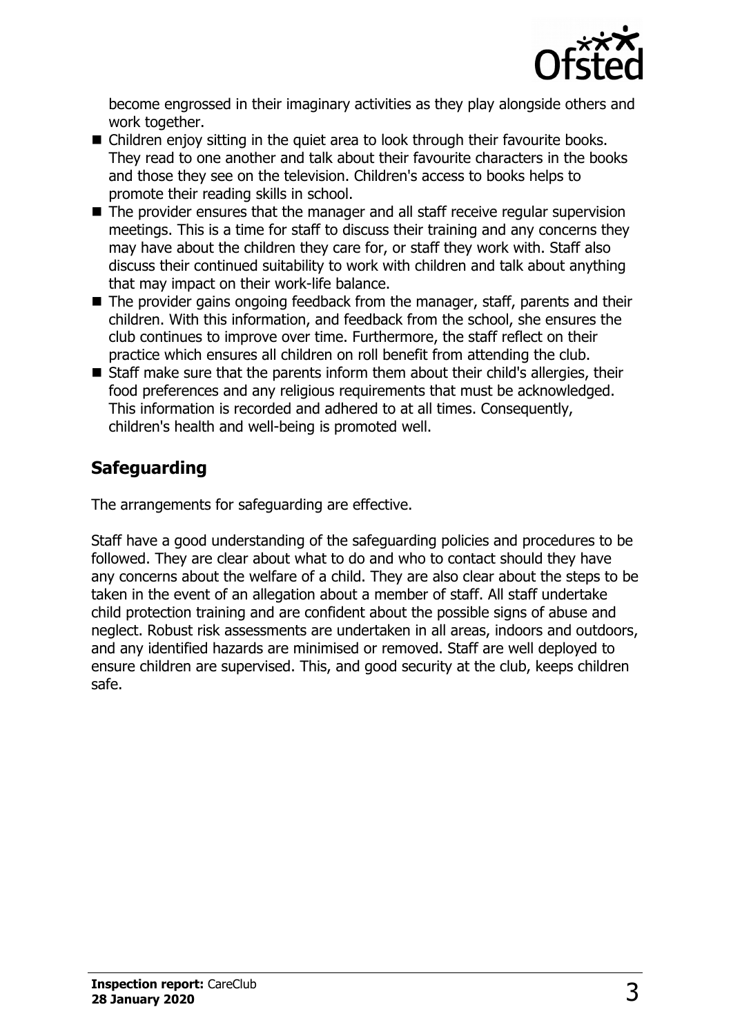become engrossed in their imaginary activities as they play alongside others and work together.

- Children enjoy sitting in the quiet area to look through their favourite books. They read to one another and talk about their favourite characters in the books and those they see on the television. Children's access to books helps to promote their reading skills in school.
- The provider ensures that the manager and all staff receive regular supervision meetings. This is a time for staff to discuss their training and any concerns they may have about the children they care for, or staff they work with. Staff also discuss their continued suitability to work with children and talk about anything that may impact on their work-life balance.
- The provider gains ongoing feedback from the manager, staff, parents and their children. With this information, and feedback from the school, she ensures the club continues to improve over time. Furthermore, the staff reflect on their practice which ensures all children on roll benefit from attending the club.
- Staff make sure that the parents inform them about their child's allergies, their food preferences and any religious requirements that must be acknowledged. This information is recorded and adhered to at all times. Consequently, children's health and well-being is promoted well.

## Safeguarding

The arrangements for safeguarding are effective.

Staff have a good understanding of the safeguarding policies and procedures to be followed. They are clear about what to do and who to contact should they have any concerns about the welfare of a child. They are also clear about the steps to be taken in the event of an allegation about a member of staff. All staff undertake child protection training and are confident about the possible signs of abuse and neglect. Robust risk assessments are undertaken in all areas, indoors and outdoors, and any identified hazards are minimised or removed. Staff are well deployed to ensure children are supervised. This, and good security at the club, keeps children safe.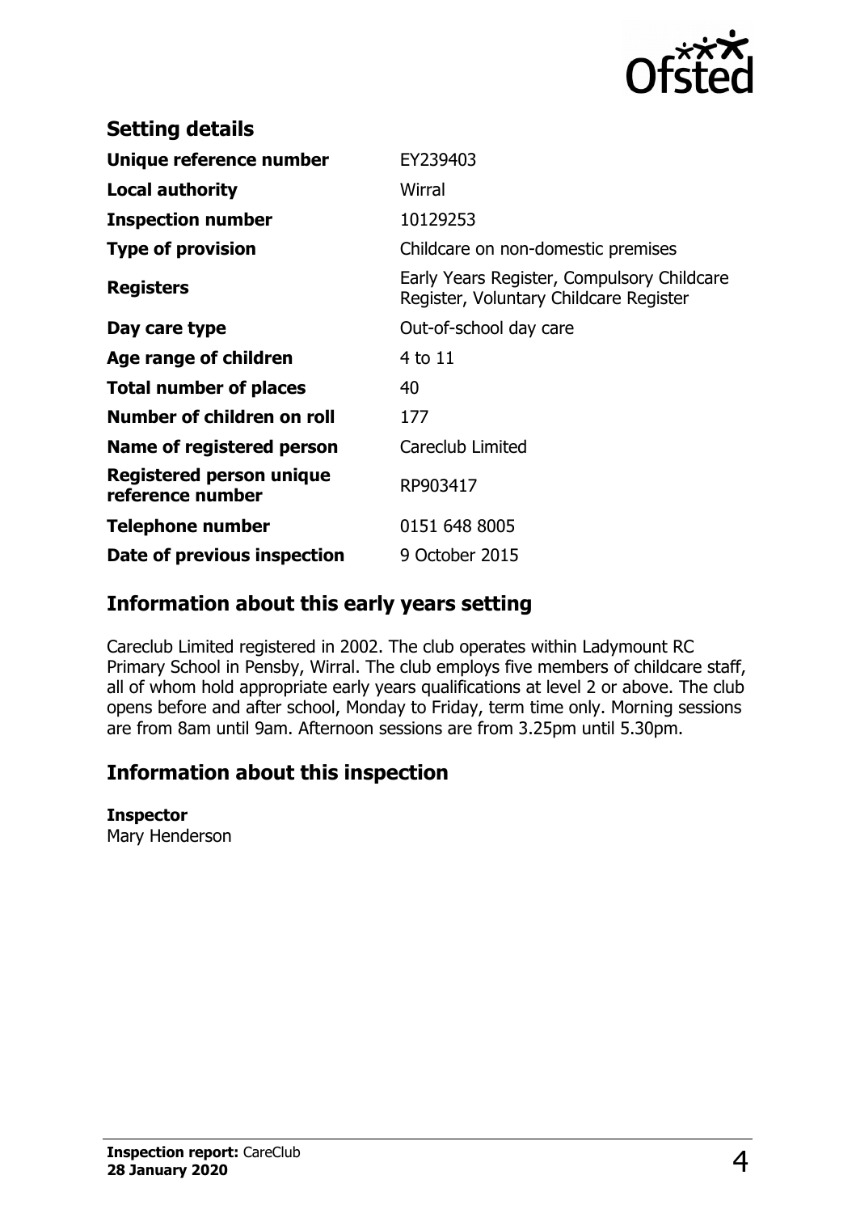## Setting details

| | |
|---|---|
| **Unique reference number** | EY239403 |
| **Local authority** | Wirral |
| **Inspection number** | 10129253 |
| **Type of provision** | Childcare on non-domestic premises |
| **Registers** | Early Years Register, Compulsory Childcare Register, Voluntary Childcare Register |
| **Day care type** | Out-of-school day care |
| **Age range of children** | 4 to 11 |
| **Total number of places** | 40 |
| **Number of children on roll** | 177 |
| **Name of registered person** | Careclub Limited |
| **Registered person unique reference number** | RP903417 |
| **Telephone number** | 0151 648 8005 |
| **Date of previous inspection** | 9 October 2015 |

## Information about this early years setting

Careclub Limited registered in 2002. The club operates within Ladymount RC Primary School in Pensby, Wirral. The club employs five members of childcare staff, all of whom hold appropriate early years qualifications at level 2 or above. The club opens before and after school, Monday to Friday, term time only. Morning sessions are from 8am until 9am. Afternoon sessions are from 3.25pm until 5.30pm.

## Information about this inspection

**Inspector**
Mary Henderson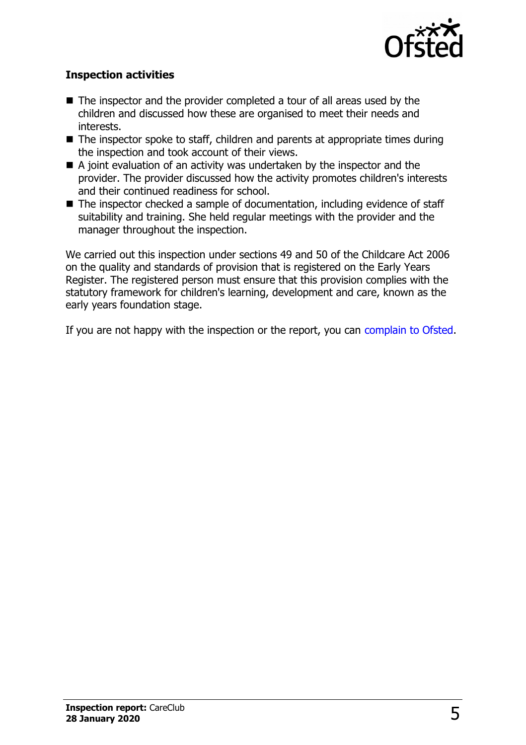**Inspection activities**

- The inspector and the provider completed a tour of all areas used by the children and discussed how these are organised to meet their needs and interests.
- The inspector spoke to staff, children and parents at appropriate times during the inspection and took account of their views.
- A joint evaluation of an activity was undertaken by the inspector and the provider. The provider discussed how the activity promotes children's interests and their continued readiness for school.
- The inspector checked a sample of documentation, including evidence of staff suitability and training. She held regular meetings with the provider and the manager throughout the inspection.

We carried out this inspection under sections 49 and 50 of the Childcare Act 2006 on the quality and standards of provision that is registered on the Early Years Register. The registered person must ensure that this provision complies with the statutory framework for children's learning, development and care, known as the early years foundation stage.

If you are not happy with the inspection or the report, you can complain to Ofsted.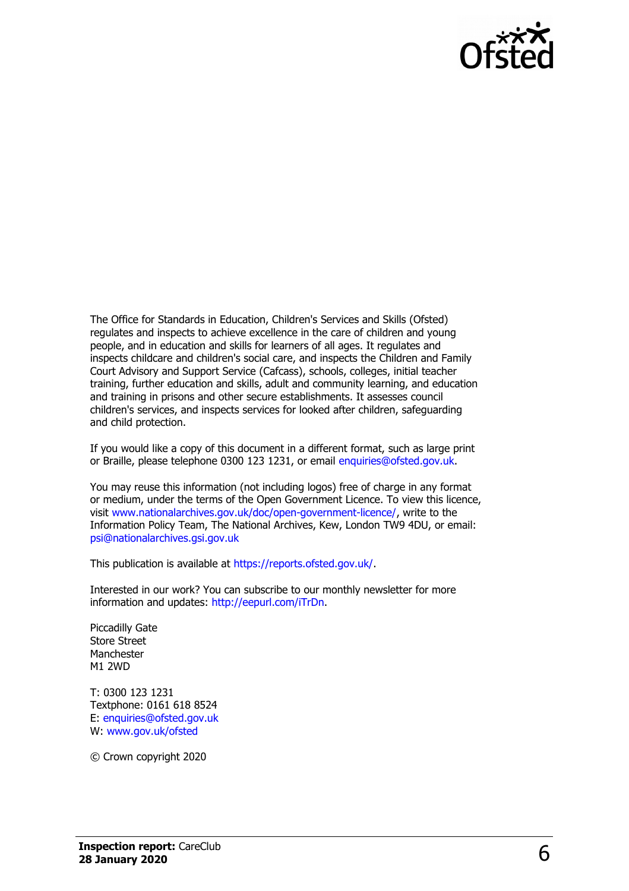The Office for Standards in Education, Children's Services and Skills (Ofsted) regulates and inspects to achieve excellence in the care of children and young people, and in education and skills for learners of all ages. It regulates and inspects childcare and children's social care, and inspects the Children and Family Court Advisory and Support Service (Cafcass), schools, colleges, initial teacher training, further education and skills, adult and community learning, and education and training in prisons and other secure establishments. It assesses council children's services, and inspects services for looked after children, safeguarding and child protection.

If you would like a copy of this document in a different format, such as large print or Braille, please telephone 0300 123 1231, or email enquiries@ofsted.gov.uk.

You may reuse this information (not including logos) free of charge in any format or medium, under the terms of the Open Government Licence. To view this licence, visit www.nationalarchives.gov.uk/doc/open-government-licence/, write to the Information Policy Team, The National Archives, Kew, London TW9 4DU, or email: psi@nationalarchives.gsi.gov.uk

This publication is available at https://reports.ofsted.gov.uk/.

Interested in our work? You can subscribe to our monthly newsletter for more information and updates: http://eepurl.com/iTrDn.

Piccadilly Gate
Store Street
Manchester
M1 2WD

T: 0300 123 1231
Textphone: 0161 618 8524
E: enquiries@ofsted.gov.uk
W: www.gov.uk/ofsted

© Crown copyright 2020